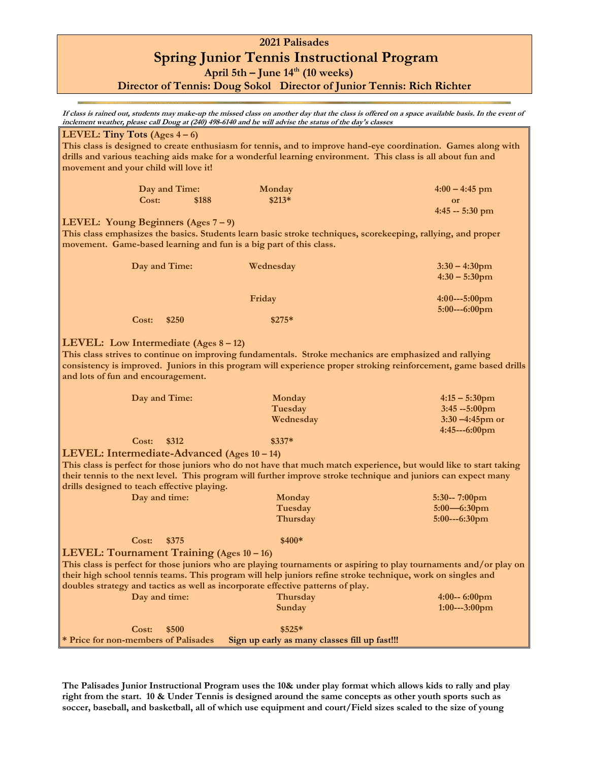# 2021 Palisades

## Spring Junior Tennis Instructional Program

**April 5th – June 14th (10 weeks)**

**Director of Tennis: Doug Sokol   Director of Junior Tennis: Rich Richter**

***If class is rained out, students may make-up the missed class on another day that the class is offered on a space available basis. In the event of inclement weather, please call Doug at (240) 498-6140 and he will advise the status of the day's classes***

### LEVEL: Tiny Tots (Ages 4 – 6)

**This class is designed to create enthusiasm for tennis, and to improve hand-eye coordination. Games along with drills and various teaching aids make for a wonderful learning environment. This class is all about fun and movement and your child will love it!**

**Day and Time:** Monday — 4:00 – 4:45 pm or 4:45 -- 5:30 pm

**Cost:** $188   $213*

### LEVEL: Young Beginners (Ages 7 – 9)

**This class emphasizes the basics. Students learn basic stroke techniques, scorekeeping, rallying, and proper movement. Game-based learning and fun is a big part of this class.**

**Day and Time:**
- Wednesday — 3:30 – 4:30pm, 4:30 – 5:30pm
- Friday — 4:00---5:00pm, 5:00---6:00pm

**Cost:** $250   $275*

### LEVEL: Low Intermediate (Ages 8 – 12)

**This class strives to continue on improving fundamentals. Stroke mechanics are emphasized and rallying consistency is improved. Juniors in this program will experience proper stroking reinforcement, game based drills and lots of fun and encouragement.**

**Day and Time:**
- Monday — 4:15 – 5:30pm
- Tuesday — 3:45 --5:00pm
- Wednesday — 3:30 –4:45pm or 4:45---6:00pm

**Cost:** $312   $337*

### LEVEL: Intermediate-Advanced (Ages 10 – 14)

**This class is perfect for those juniors who do not have that much match experience, but would like to start taking their tennis to the next level. This program will further improve stroke technique and juniors can expect many drills designed to teach effective playing.**

**Day and time:**
- Monday — 5:30-- 7:00pm
- Tuesday — 5:00—6:30pm
- Thursday — 5:00---6:30pm

**Cost:** $375   $400*

### LEVEL: Tournament Training (Ages 10 – 16)

**This class is perfect for those juniors who are playing tournaments or aspiring to play tournaments and/or play on their high school tennis teams. This program will help juniors refine stroke technique, work on singles and doubles strategy and tactics as well as incorporate effective patterns of play.**

**Day and time:**
- Thursday — 4:00-- 6:00pm
- Sunday — 1:00---3:00pm

**Cost:** $500   $525*

**\* Price for non-members of Palisades   Sign up early as many classes fill up fast!!!**

**The Palisades Junior Instructional Program uses the 10& under play format which allows kids to rally and play right from the start. 10 & Under Tennis is designed around the same concepts as other youth sports such as soccer, baseball, and basketball, all of which use equipment and court/Field sizes scaled to the size of young**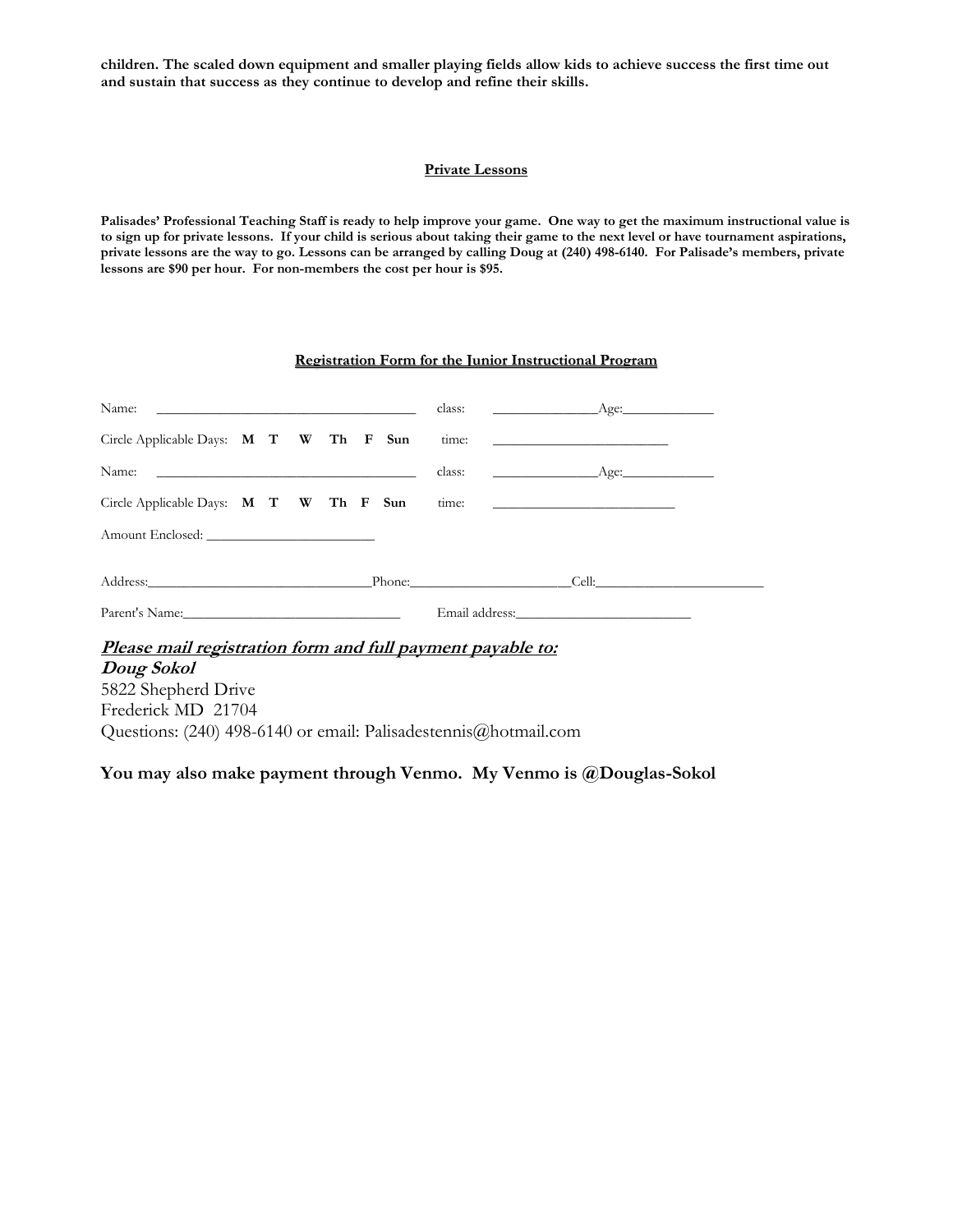**children. The scaled down equipment and smaller playing fields allow kids to achieve success the first time out and sustain that success as they continue to develop and refine their skills.**

## Private Lessons

**Palisades' Professional Teaching Staff is ready to help improve your game. One way to get the maximum instructional value is to sign up for private lessons. If your child is serious about taking their game to the next level or have tournament aspirations, private lessons are the way to go. Lessons can be arranged by calling Doug at (240) 498-6140. For Palisade's members, private lessons are $90 per hour. For non-members the cost per hour is $95.**

## Registration Form for the Junior Instructional Program

Name: ______________________________________ class: _______________Age:_____________

Circle Applicable Days: **M T W Th F Sun** time: _________________________

Name: ______________________________________ class: _______________Age:_____________

Circle Applicable Days: **M T W Th F Sun** time: __________________________

Amount Enclosed: ________________________

Address:________________________________Phone:______________________Cell:________________________

Parent's Name:_______________________________ Email address:_________________________

***Please mail registration form and full payment payable to:***
***Doug Sokol***
5822 Shepherd Drive
Frederick MD 21704
Questions: (240) 498-6140 or email: Palisadestennis@hotmail.com

**You may also make payment through Venmo. My Venmo is @Douglas-Sokol**